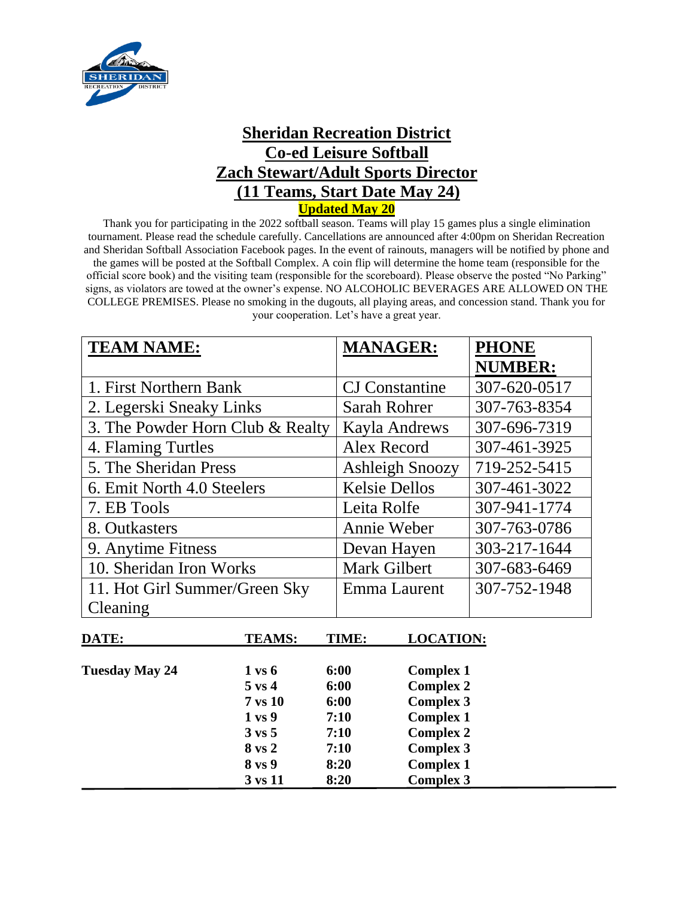# Sheridan Recreation District
## Co-ed Leisure Softball
## Zach Stewart/Adult Sports Director
## (11 Teams, Start Date May 24)

**Updated May 20**

Thank you for participating in the 2022 softball season. Teams will play 15 games plus a single elimination tournament. Please read the schedule carefully. Cancellations are announced after 4:00pm on Sheridan Recreation and Sheridan Softball Association Facebook pages. In the event of rainouts, managers will be notified by phone and the games will be posted at the Softball Complex. A coin flip will determine the home team (responsible for the official score book) and the visiting team (responsible for the scoreboard). Please observe the posted "No Parking" signs, as violators are towed at the owner's expense. NO ALCOHOLIC BEVERAGES ARE ALLOWED ON THE COLLEGE PREMISES. Please no smoking in the dugouts, all playing areas, and concession stand. Thank you for your cooperation. Let's have a great year.

| TEAM NAME: | MANAGER: | PHONE NUMBER: |
|---|---|---|
| 1. First Northern Bank | CJ Constantine | 307-620-0517 |
| 2. Legerski Sneaky Links | Sarah Rohrer | 307-763-8354 |
| 3. The Powder Horn Club & Realty | Kayla Andrews | 307-696-7319 |
| 4. Flaming Turtles | Alex Record | 307-461-3925 |
| 5. The Sheridan Press | Ashleigh Snoozy | 719-252-5415 |
| 6. Emit North 4.0 Steelers | Kelsie Dellos | 307-461-3022 |
| 7. EB Tools | Leita Rolfe | 307-941-1774 |
| 8. Outkasters | Annie Weber | 307-763-0786 |
| 9. Anytime Fitness | Devan Hayen | 303-217-1644 |
| 10. Sheridan Iron Works | Mark Gilbert | 307-683-6469 |
| 11. Hot Girl Summer/Green Sky Cleaning | Emma Laurent | 307-752-1948 |

| DATE: | TEAMS: | TIME: | LOCATION: |
|---|---|---|---|
| **Tuesday May 24** | **1 vs 6** | **6:00** | **Complex 1** |
| | **5 vs 4** | **6:00** | **Complex 2** |
| | **7 vs 10** | **6:00** | **Complex 3** |
| | **1 vs 9** | **7:10** | **Complex 1** |
| | **3 vs 5** | **7:10** | **Complex 2** |
| | **8 vs 2** | **7:10** | **Complex 3** |
| | **8 vs 9** | **8:20** | **Complex 1** |
| | **3 vs 11** | **8:20** | **Complex 3** |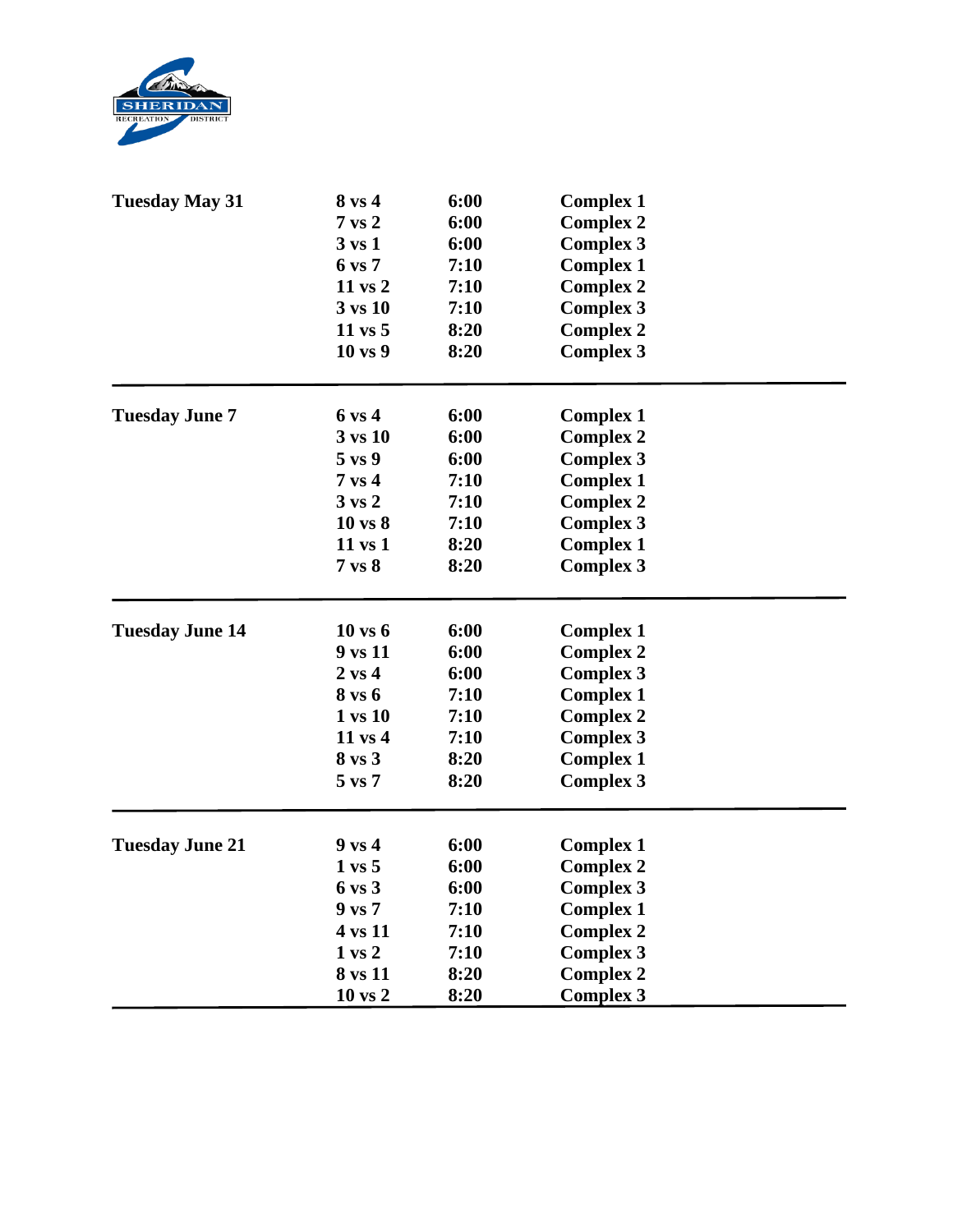| Date | Matchup | Time | Location |
| --- | --- | --- | --- |
| **Tuesday May 31** | **8 vs 4** | **6:00** | **Complex 1** |
| | **7 vs 2** | **6:00** | **Complex 2** |
| | **3 vs 1** | **6:00** | **Complex 3** |
| | **6 vs 7** | **7:10** | **Complex 1** |
| | **11 vs 2** | **7:10** | **Complex 2** |
| | **3 vs 10** | **7:10** | **Complex 3** |
| | **11 vs 5** | **8:20** | **Complex 2** |
| | **10 vs 9** | **8:20** | **Complex 3** |
| **Tuesday June 7** | **6 vs 4** | **6:00** | **Complex 1** |
| | **3 vs 10** | **6:00** | **Complex 2** |
| | **5 vs 9** | **6:00** | **Complex 3** |
| | **7 vs 4** | **7:10** | **Complex 1** |
| | **3 vs 2** | **7:10** | **Complex 2** |
| | **10 vs 8** | **7:10** | **Complex 3** |
| | **11 vs 1** | **8:20** | **Complex 1** |
| | **7 vs 8** | **8:20** | **Complex 3** |
| **Tuesday June 14** | **10 vs 6** | **6:00** | **Complex 1** |
| | **9 vs 11** | **6:00** | **Complex 2** |
| | **2 vs 4** | **6:00** | **Complex 3** |
| | **8 vs 6** | **7:10** | **Complex 1** |
| | **1 vs 10** | **7:10** | **Complex 2** |
| | **11 vs 4** | **7:10** | **Complex 3** |
| | **8 vs 3** | **8:20** | **Complex 1** |
| | **5 vs 7** | **8:20** | **Complex 3** |
| **Tuesday June 21** | **9 vs 4** | **6:00** | **Complex 1** |
| | **1 vs 5** | **6:00** | **Complex 2** |
| | **6 vs 3** | **6:00** | **Complex 3** |
| | **9 vs 7** | **7:10** | **Complex 1** |
| | **4 vs 11** | **7:10** | **Complex 2** |
| | **1 vs 2** | **7:10** | **Complex 3** |
| | **8 vs 11** | **8:20** | **Complex 2** |
| | **10 vs 2** | **8:20** | **Complex 3** |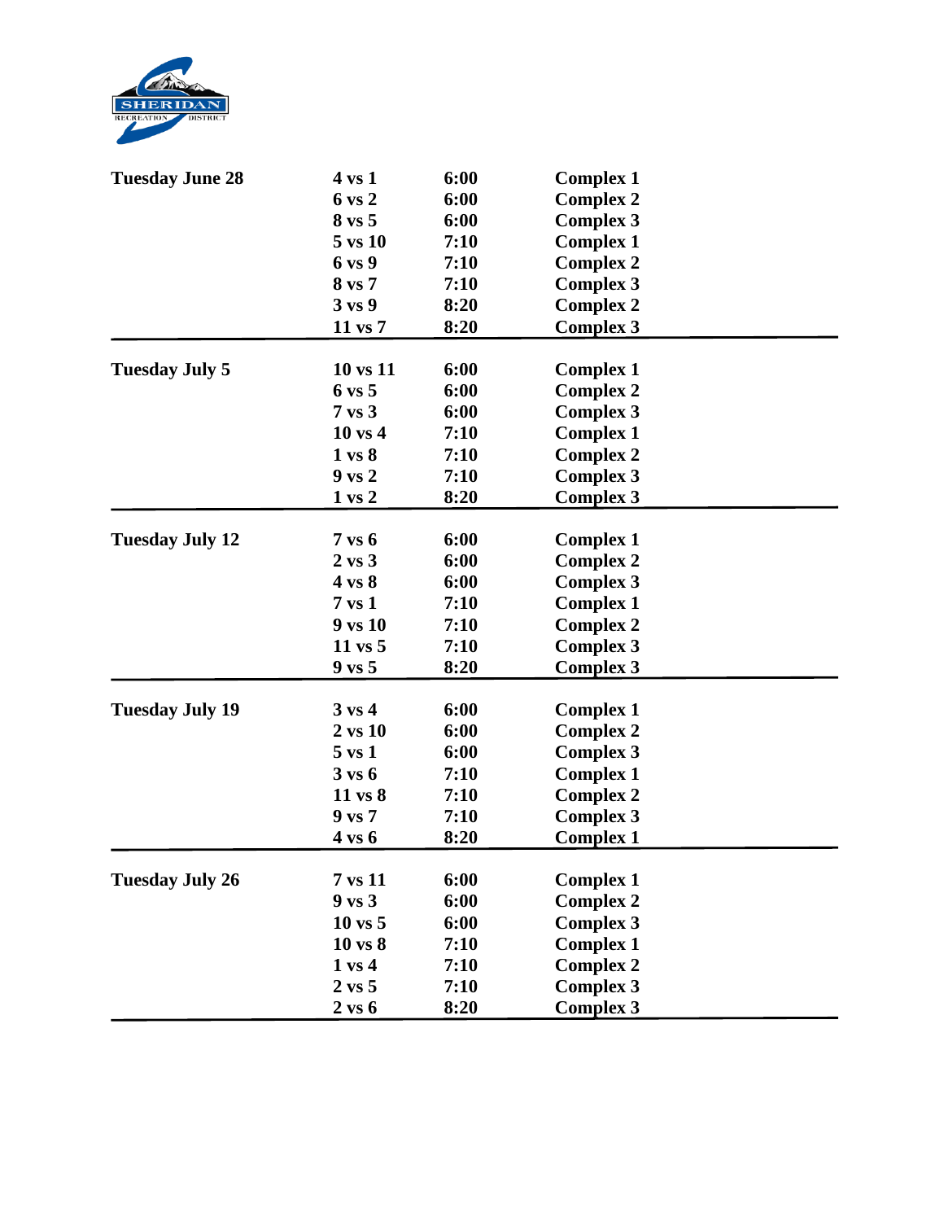| | | | |
|---|---|---|---|
| **Tuesday June 28** | **4 vs 1** | **6:00** | **Complex 1** |
| | **6 vs 2** | **6:00** | **Complex 2** |
| | **8 vs 5** | **6:00** | **Complex 3** |
| | **5 vs 10** | **7:10** | **Complex 1** |
| | **6 vs 9** | **7:10** | **Complex 2** |
| | **8 vs 7** | **7:10** | **Complex 3** |
| | **3 vs 9** | **8:20** | **Complex 2** |
| | **11 vs 7** | **8:20** | **Complex 3** |
| **Tuesday July 5** | **10 vs 11** | **6:00** | **Complex 1** |
| | **6 vs 5** | **6:00** | **Complex 2** |
| | **7 vs 3** | **6:00** | **Complex 3** |
| | **10 vs 4** | **7:10** | **Complex 1** |
| | **1 vs 8** | **7:10** | **Complex 2** |
| | **9 vs 2** | **7:10** | **Complex 3** |
| | **1 vs 2** | **8:20** | **Complex 3** |
| **Tuesday July 12** | **7 vs 6** | **6:00** | **Complex 1** |
| | **2 vs 3** | **6:00** | **Complex 2** |
| | **4 vs 8** | **6:00** | **Complex 3** |
| | **7 vs 1** | **7:10** | **Complex 1** |
| | **9 vs 10** | **7:10** | **Complex 2** |
| | **11 vs 5** | **7:10** | **Complex 3** |
| | **9 vs 5** | **8:20** | **Complex 3** |
| **Tuesday July 19** | **3 vs 4** | **6:00** | **Complex 1** |
| | **2 vs 10** | **6:00** | **Complex 2** |
| | **5 vs 1** | **6:00** | **Complex 3** |
| | **3 vs 6** | **7:10** | **Complex 1** |
| | **11 vs 8** | **7:10** | **Complex 2** |
| | **9 vs 7** | **7:10** | **Complex 3** |
| | **4 vs 6** | **8:20** | **Complex 1** |
| **Tuesday July 26** | **7 vs 11** | **6:00** | **Complex 1** |
| | **9 vs 3** | **6:00** | **Complex 2** |
| | **10 vs 5** | **6:00** | **Complex 3** |
| | **10 vs 8** | **7:10** | **Complex 1** |
| | **1 vs 4** | **7:10** | **Complex 2** |
| | **2 vs 5** | **7:10** | **Complex 3** |
| | **2 vs 6** | **8:20** | **Complex 3** |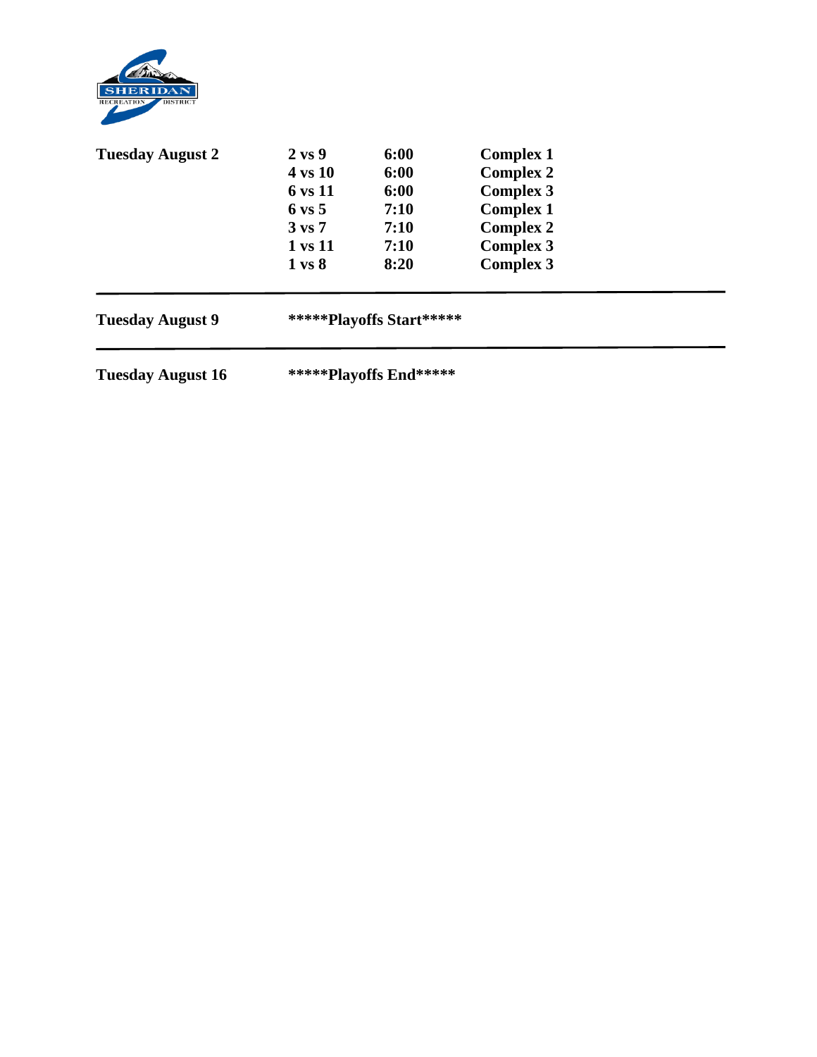| | | | |
|---|---|---|---|
| **Tuesday August 2** | **2 vs 9** | **6:00** | **Complex 1** |
| | **4 vs 10** | **6:00** | **Complex 2** |
| | **6 vs 11** | **6:00** | **Complex 3** |
| | **6 vs 5** | **7:10** | **Complex 1** |
| | **3 vs 7** | **7:10** | **Complex 2** |
| | **1 vs 11** | **7:10** | **Complex 3** |
| | **1 vs 8** | **8:20** | **Complex 3** |

---

**Tuesday August 9** **\*\*\*\*\*Playoffs Start\*\*\*\*\***

---

**Tuesday August 16** **\*\*\*\*\*Playoffs End\*\*\*\*\***